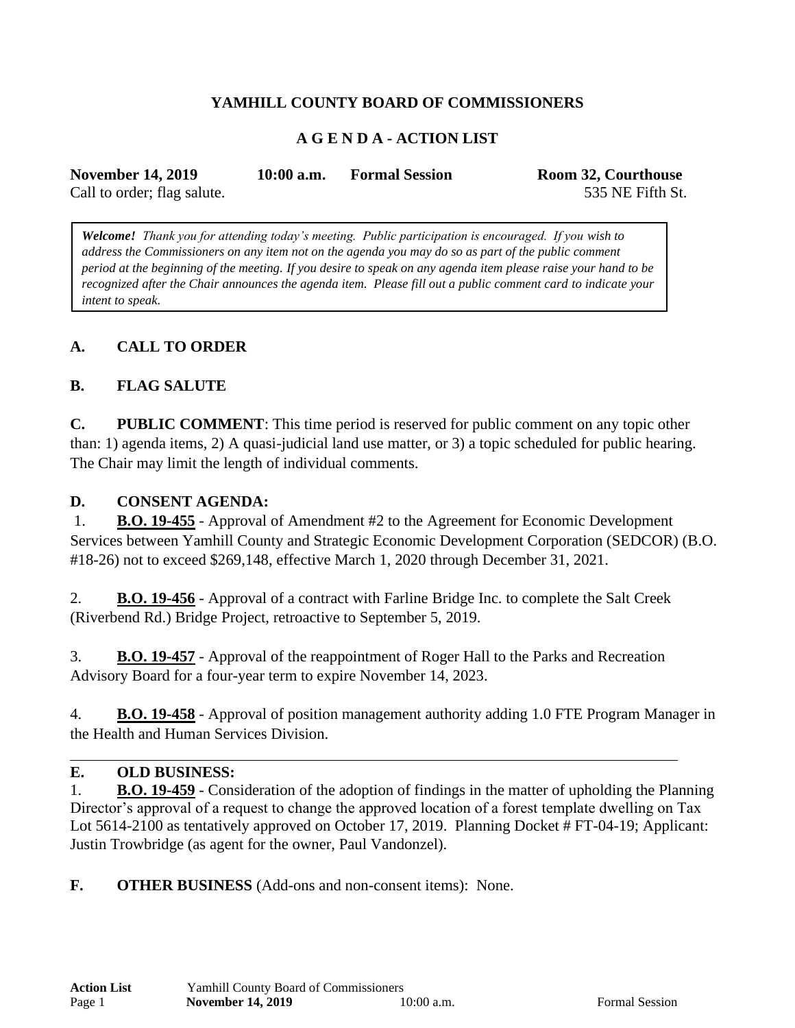**YAMHILL COUNTY BOARD OF COMMISSIONERS**

**A G E N D A - ACTION LIST**

**November 14, 2019** **10:00 a.m.** **Formal Session** **Room 32, Courthouse**
Call to order; flag salute. 535 NE Fifth St.

> ***Welcome!*** *Thank you for attending today's meeting. Public participation is encouraged. If you wish to address the Commissioners on any item not on the agenda you may do so as part of the public comment period at the beginning of the meeting. If you desire to speak on any agenda item please raise your hand to be recognized after the Chair announces the agenda item. Please fill out a public comment card to indicate your intent to speak.*

## A. CALL TO ORDER

## B. FLAG SALUTE

**C. PUBLIC COMMENT**: This time period is reserved for public comment on any topic other than: 1) agenda items, 2) A quasi-judicial land use matter, or 3) a topic scheduled for public hearing. The Chair may limit the length of individual comments.

## D. CONSENT AGENDA:

1. **B.O. 19-455** - Approval of Amendment #2 to the Agreement for Economic Development Services between Yamhill County and Strategic Economic Development Corporation (SEDCOR) (B.O. #18-26) not to exceed $269,148, effective March 1, 2020 through December 31, 2021.

2. **B.O. 19-456** - Approval of a contract with Farline Bridge Inc. to complete the Salt Creek (Riverbend Rd.) Bridge Project, retroactive to September 5, 2019.

3. **B.O. 19-457** - Approval of the reappointment of Roger Hall to the Parks and Recreation Advisory Board for a four-year term to expire November 14, 2023.

4. **B.O. 19-458** - Approval of position management authority adding 1.0 FTE Program Manager in the Health and Human Services Division.

---

## E. OLD BUSINESS:

1. **B.O. 19-459** - Consideration of the adoption of findings in the matter of upholding the Planning Director's approval of a request to change the approved location of a forest template dwelling on Tax Lot 5614-2100 as tentatively approved on October 17, 2019. Planning Docket # FT-04-19; Applicant: Justin Trowbridge (as agent for the owner, Paul Vandonzel).

**F. OTHER BUSINESS** (Add-ons and non-consent items): None.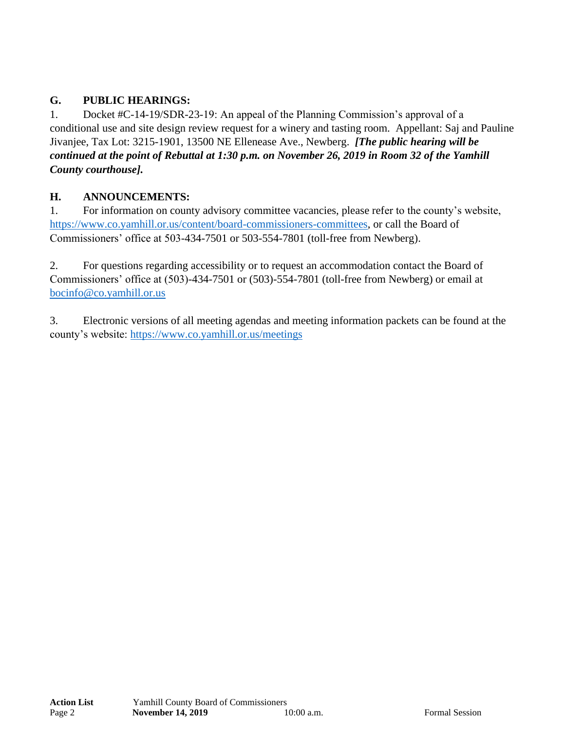## G. PUBLIC HEARINGS:

1. Docket #C-14-19/SDR-23-19: An appeal of the Planning Commission's approval of a conditional use and site design review request for a winery and tasting room. Appellant: Saj and Pauline Jivanjee, Tax Lot: 3215-1901, 13500 NE Ellenease Ave., Newberg. ***[The public hearing will be continued at the point of Rebuttal at 1:30 p.m. on November 26, 2019 in Room 32 of the Yamhill County courthouse].***

## H. ANNOUNCEMENTS:

1. For information on county advisory committee vacancies, please refer to the county's website, https://www.co.yamhill.or.us/content/board-commissioners-committees, or call the Board of Commissioners' office at 503-434-7501 or 503-554-7801 (toll-free from Newberg).

2. For questions regarding accessibility or to request an accommodation contact the Board of Commissioners' office at (503)-434-7501 or (503)-554-7801 (toll-free from Newberg) or email at bocinfo@co.yamhill.or.us

3. Electronic versions of all meeting agendas and meeting information packets can be found at the county's website: https://www.co.yamhill.or.us/meetings